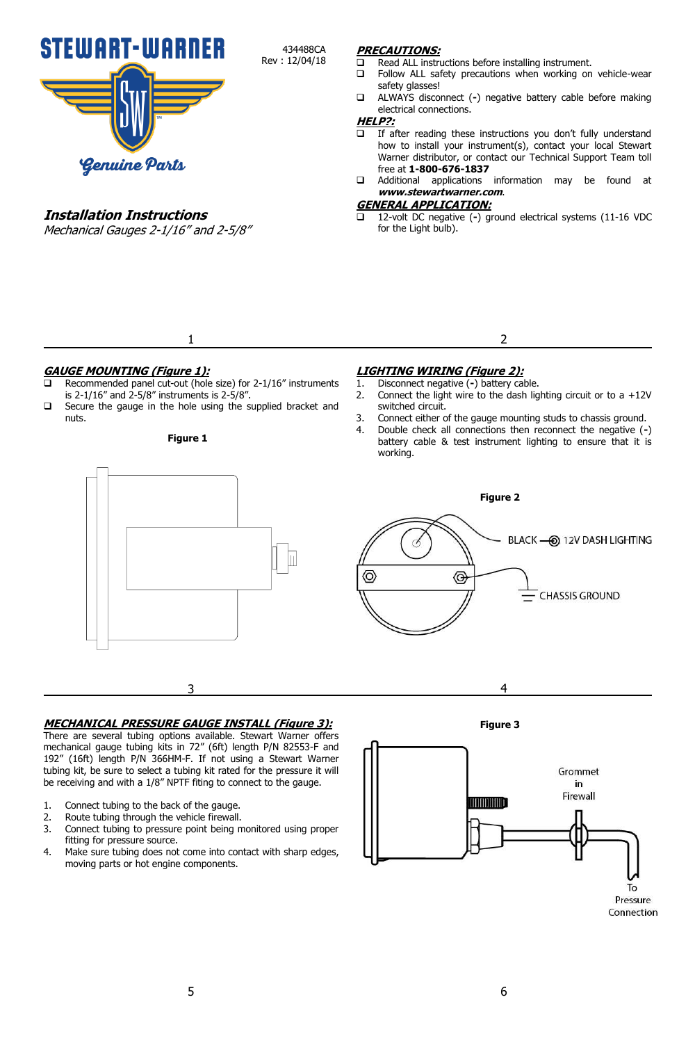STEWART-WARNER

Genuine Parts

434488CA
Rev : 12/04/18

## *Installation Instructions*

*Mechanical Gauges 2-1/16" and 2-5/8"*

### PRECAUTIONS:

- Read ALL instructions before installing instrument.
- Follow ALL safety precautions when working on vehicle-wear safety glasses!
- ALWAYS disconnect (**-**) negative battery cable before making electrical connections.

### HELP?:

- If after reading these instructions you don't fully understand how to install your instrument(s), contact your local Stewart Warner distributor, or contact our Technical Support Team toll free at **1-800-676-1837**
- Additional applications information may be found at ***www.stewartwarner.com***.

### GENERAL APPLICATION:

- 12-volt DC negative (**-**) ground electrical systems (11-16 VDC for the Light bulb).

### GAUGE MOUNTING (Figure 1):

- Recommended panel cut-out (hole size) for 2-1/16" instruments is 2-1/16" and 2-5/8" instruments is 2-5/8".
- Secure the gauge in the hole using the supplied bracket and nuts.

**Figure 1**

### LIGHTING WIRING (Figure 2):

1. Disconnect negative (**-**) battery cable.
2. Connect the light wire to the dash lighting circuit or to a +12V switched circuit.
3. Connect either of the gauge mounting studs to chassis ground.
4. Double check all connections then reconnect the negative (**-**) battery cable & test instrument lighting to ensure that it is working.

**Figure 2**

BLACK — 12V DASH LIGHTING

CHASSIS GROUND

### MECHANICAL PRESSURE GAUGE INSTALL (Figure 3):

There are several tubing options available. Stewart Warner offers mechanical gauge tubing kits in 72" (6ft) length P/N 82553-F and 192" (16ft) length P/N 366HM-F. If not using a Stewart Warner tubing kit, be sure to select a tubing kit rated for the pressure it will be receiving and with a 1/8" NPTF fitting to connect to the gauge.

1. Connect tubing to the back of the gauge.
2. Route tubing through the vehicle firewall.
3. Connect tubing to pressure point being monitored using proper fitting for pressure source.
4. Make sure tubing does not come into contact with sharp edges, moving parts or hot engine components.

**Figure 3**

Grommet in Firewall

To Pressure Connection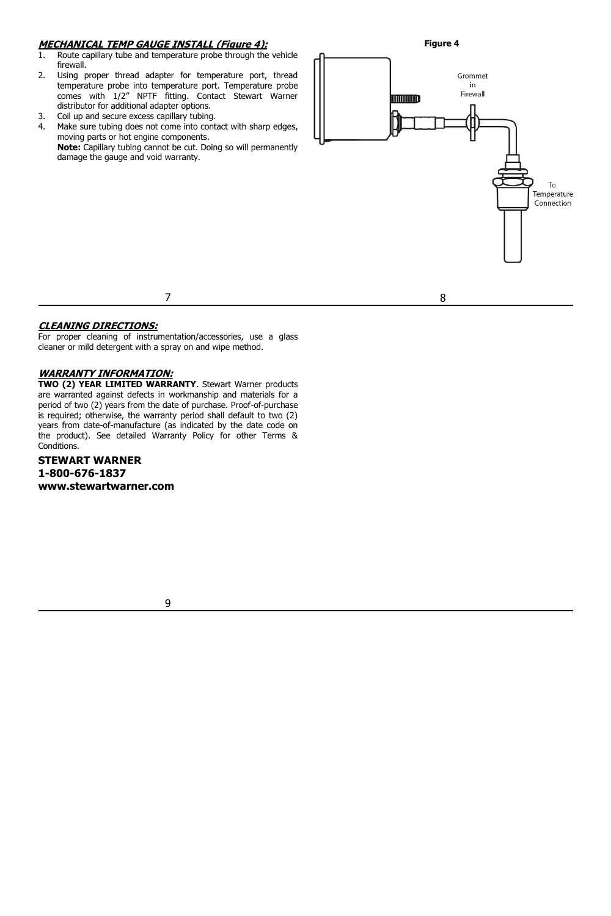***MECHANICAL TEMP GAUGE INSTALL (Figure 4):***

1. Route capillary tube and temperature probe through the vehicle firewall.
2. Using proper thread adapter for temperature port, thread temperature probe into temperature port. Temperature probe comes with 1/2" NPTF fitting. Contact Stewart Warner distributor for additional adapter options.
3. Coil up and secure excess capillary tubing.
4. Make sure tubing does not come into contact with sharp edges, moving parts or hot engine components.
   **Note:** Capillary tubing cannot be cut. Doing so will permanently damage the gauge and void warranty.

**Figure 4**

Grommet in Firewall

To Temperature Connection

***CLEANING DIRECTIONS:***

For proper cleaning of instrumentation/accessories, use a glass cleaner or mild detergent with a spray on and wipe method.

***WARRANTY INFORMATION:***

**TWO (2) YEAR LIMITED WARRANTY**. Stewart Warner products are warranted against defects in workmanship and materials for a period of two (2) years from the date of purchase. Proof-of-purchase is required; otherwise, the warranty period shall default to two (2) years from date-of-manufacture (as indicated by the date code on the product). See detailed Warranty Policy for other Terms & Conditions.

**STEWART WARNER**
**1-800-676-1837**
**www.stewartwarner.com**